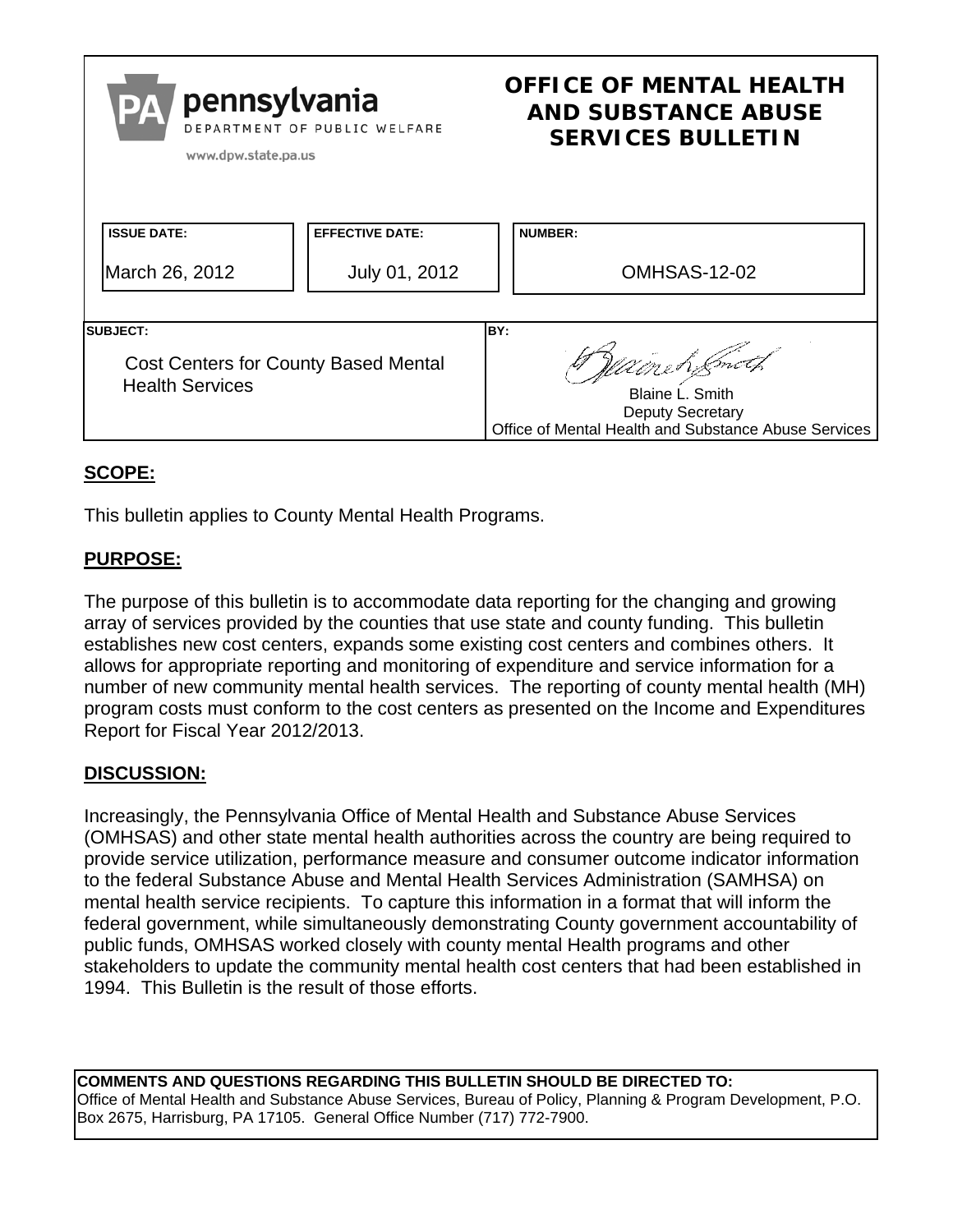**pennsylvania**
DEPARTMENT OF PUBLIC WELFARE
www.dpw.state.pa.us

# OFFICE OF MENTAL HEALTH AND SUBSTANCE ABUSE SERVICES BULLETIN

| ISSUE DATE: | EFFECTIVE DATE: | NUMBER: |
|---|---|---|
| March 26, 2012 | July 01, 2012 | OMHSAS-12-02 |

| SUBJECT: | BY: |
|---|---|
| Cost Centers for County Based Mental Health Services | Blaine L. Smith<br>Deputy Secretary<br>Office of Mental Health and Substance Abuse Services |

## SCOPE:

This bulletin applies to County Mental Health Programs.

## PURPOSE:

The purpose of this bulletin is to accommodate data reporting for the changing and growing array of services provided by the counties that use state and county funding. This bulletin establishes new cost centers, expands some existing cost centers and combines others. It allows for appropriate reporting and monitoring of expenditure and service information for a number of new community mental health services. The reporting of county mental health (MH) program costs must conform to the cost centers as presented on the Income and Expenditures Report for Fiscal Year 2012/2013.

## DISCUSSION:

Increasingly, the Pennsylvania Office of Mental Health and Substance Abuse Services (OMHSAS) and other state mental health authorities across the country are being required to provide service utilization, performance measure and consumer outcome indicator information to the federal Substance Abuse and Mental Health Services Administration (SAMHSA) on mental health service recipients. To capture this information in a format that will inform the federal government, while simultaneously demonstrating County government accountability of public funds, OMHSAS worked closely with county mental Health programs and other stakeholders to update the community mental health cost centers that had been established in 1994. This Bulletin is the result of those efforts.

**COMMENTS AND QUESTIONS REGARDING THIS BULLETIN SHOULD BE DIRECTED TO:**
Office of Mental Health and Substance Abuse Services, Bureau of Policy, Planning & Program Development, P.O. Box 2675, Harrisburg, PA 17105. General Office Number (717) 772-7900.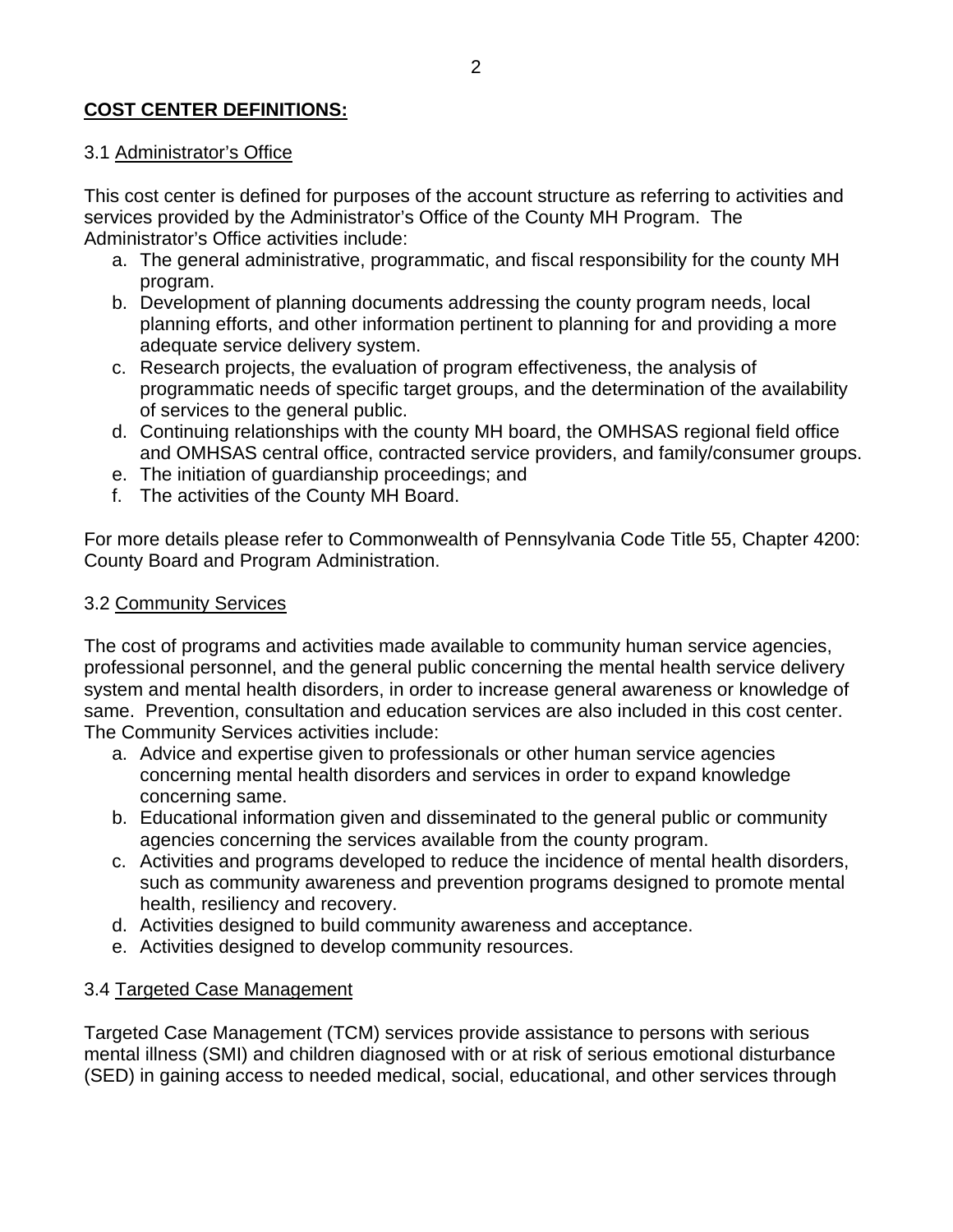**COST CENTER DEFINITIONS:**

3.1 Administrator's Office

This cost center is defined for purposes of the account structure as referring to activities and services provided by the Administrator's Office of the County MH Program. The Administrator's Office activities include:

a. The general administrative, programmatic, and fiscal responsibility for the county MH program.
b. Development of planning documents addressing the county program needs, local planning efforts, and other information pertinent to planning for and providing a more adequate service delivery system.
c. Research projects, the evaluation of program effectiveness, the analysis of programmatic needs of specific target groups, and the determination of the availability of services to the general public.
d. Continuing relationships with the county MH board, the OMHSAS regional field office and OMHSAS central office, contracted service providers, and family/consumer groups.
e. The initiation of guardianship proceedings; and
f. The activities of the County MH Board.

For more details please refer to Commonwealth of Pennsylvania Code Title 55, Chapter 4200: County Board and Program Administration.

3.2 Community Services

The cost of programs and activities made available to community human service agencies, professional personnel, and the general public concerning the mental health service delivery system and mental health disorders, in order to increase general awareness or knowledge of same. Prevention, consultation and education services are also included in this cost center. The Community Services activities include:

a. Advice and expertise given to professionals or other human service agencies concerning mental health disorders and services in order to expand knowledge concerning same.
b. Educational information given and disseminated to the general public or community agencies concerning the services available from the county program.
c. Activities and programs developed to reduce the incidence of mental health disorders, such as community awareness and prevention programs designed to promote mental health, resiliency and recovery.
d. Activities designed to build community awareness and acceptance.
e. Activities designed to develop community resources.

3.4 Targeted Case Management

Targeted Case Management (TCM) services provide assistance to persons with serious mental illness (SMI) and children diagnosed with or at risk of serious emotional disturbance (SED) in gaining access to needed medical, social, educational, and other services through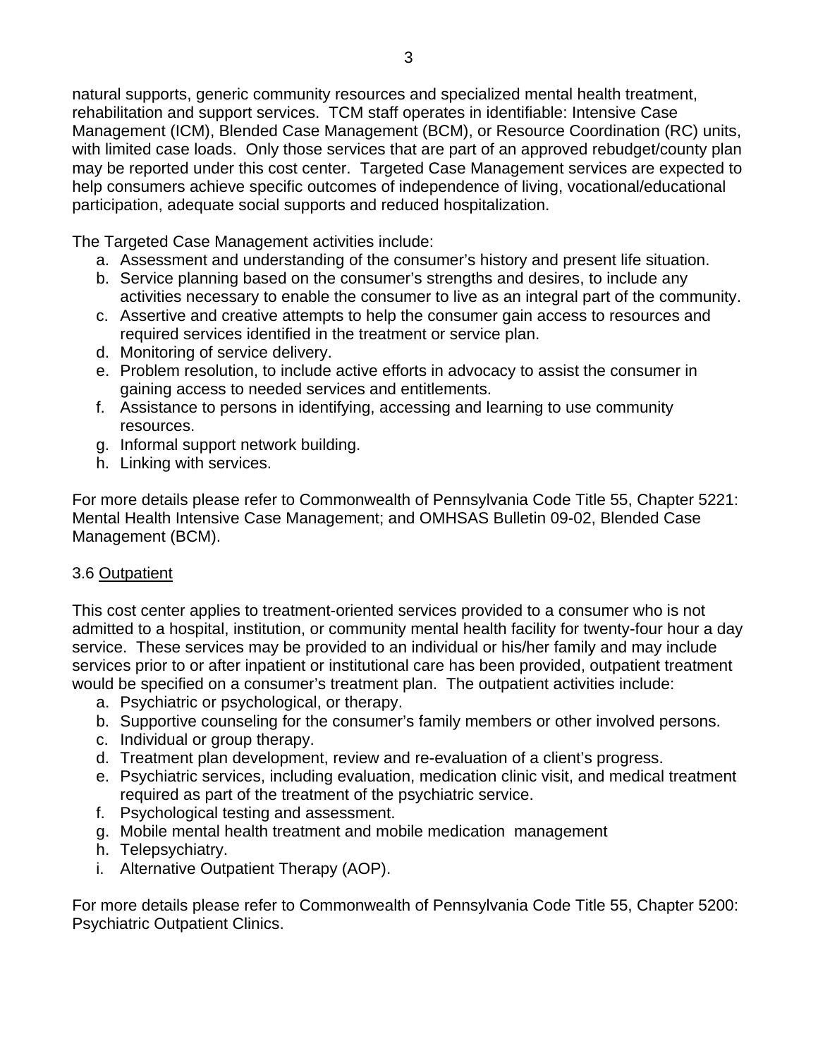natural supports, generic community resources and specialized mental health treatment, rehabilitation and support services. TCM staff operates in identifiable: Intensive Case Management (ICM), Blended Case Management (BCM), or Resource Coordination (RC) units, with limited case loads. Only those services that are part of an approved rebudget/county plan may be reported under this cost center. Targeted Case Management services are expected to help consumers achieve specific outcomes of independence of living, vocational/educational participation, adequate social supports and reduced hospitalization.

The Targeted Case Management activities include:

a. Assessment and understanding of the consumer's history and present life situation.
b. Service planning based on the consumer's strengths and desires, to include any activities necessary to enable the consumer to live as an integral part of the community.
c. Assertive and creative attempts to help the consumer gain access to resources and required services identified in the treatment or service plan.
d. Monitoring of service delivery.
e. Problem resolution, to include active efforts in advocacy to assist the consumer in gaining access to needed services and entitlements.
f. Assistance to persons in identifying, accessing and learning to use community resources.
g. Informal support network building.
h. Linking with services.

For more details please refer to Commonwealth of Pennsylvania Code Title 55, Chapter 5221: Mental Health Intensive Case Management; and OMHSAS Bulletin 09-02, Blended Case Management (BCM).

3.6 Outpatient

This cost center applies to treatment-oriented services provided to a consumer who is not admitted to a hospital, institution, or community mental health facility for twenty-four hour a day service. These services may be provided to an individual or his/her family and may include services prior to or after inpatient or institutional care has been provided, outpatient treatment would be specified on a consumer's treatment plan. The outpatient activities include:

a. Psychiatric or psychological, or therapy.
b. Supportive counseling for the consumer's family members or other involved persons.
c. Individual or group therapy.
d. Treatment plan development, review and re-evaluation of a client's progress.
e. Psychiatric services, including evaluation, medication clinic visit, and medical treatment required as part of the treatment of the psychiatric service.
f. Psychological testing and assessment.
g. Mobile mental health treatment and mobile medication management
h. Telepsychiatry.
i. Alternative Outpatient Therapy (AOP).

For more details please refer to Commonwealth of Pennsylvania Code Title 55, Chapter 5200: Psychiatric Outpatient Clinics.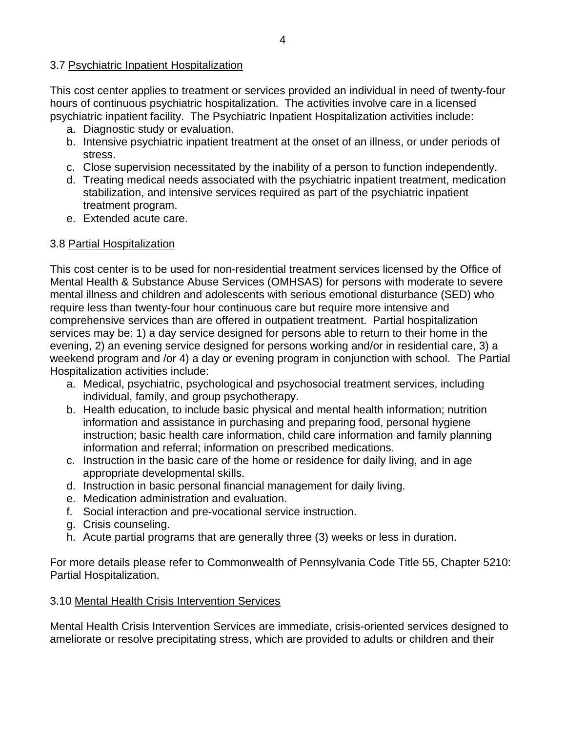### 3.7 Psychiatric Inpatient Hospitalization

This cost center applies to treatment or services provided an individual in need of twenty-four hours of continuous psychiatric hospitalization. The activities involve care in a licensed psychiatric inpatient facility. The Psychiatric Inpatient Hospitalization activities include:

a. Diagnostic study or evaluation.
b. Intensive psychiatric inpatient treatment at the onset of an illness, or under periods of stress.
c. Close supervision necessitated by the inability of a person to function independently.
d. Treating medical needs associated with the psychiatric inpatient treatment, medication stabilization, and intensive services required as part of the psychiatric inpatient treatment program.
e. Extended acute care.

### 3.8 Partial Hospitalization

This cost center is to be used for non-residential treatment services licensed by the Office of Mental Health & Substance Abuse Services (OMHSAS) for persons with moderate to severe mental illness and children and adolescents with serious emotional disturbance (SED) who require less than twenty-four hour continuous care but require more intensive and comprehensive services than are offered in outpatient treatment. Partial hospitalization services may be: 1) a day service designed for persons able to return to their home in the evening, 2) an evening service designed for persons working and/or in residential care, 3) a weekend program and /or 4) a day or evening program in conjunction with school. The Partial Hospitalization activities include:

a. Medical, psychiatric, psychological and psychosocial treatment services, including individual, family, and group psychotherapy.
b. Health education, to include basic physical and mental health information; nutrition information and assistance in purchasing and preparing food, personal hygiene instruction; basic health care information, child care information and family planning information and referral; information on prescribed medications.
c. Instruction in the basic care of the home or residence for daily living, and in age appropriate developmental skills.
d. Instruction in basic personal financial management for daily living.
e. Medication administration and evaluation.
f. Social interaction and pre-vocational service instruction.
g. Crisis counseling.
h. Acute partial programs that are generally three (3) weeks or less in duration.

For more details please refer to Commonwealth of Pennsylvania Code Title 55, Chapter 5210: Partial Hospitalization.

### 3.10 Mental Health Crisis Intervention Services

Mental Health Crisis Intervention Services are immediate, crisis-oriented services designed to ameliorate or resolve precipitating stress, which are provided to adults or children and their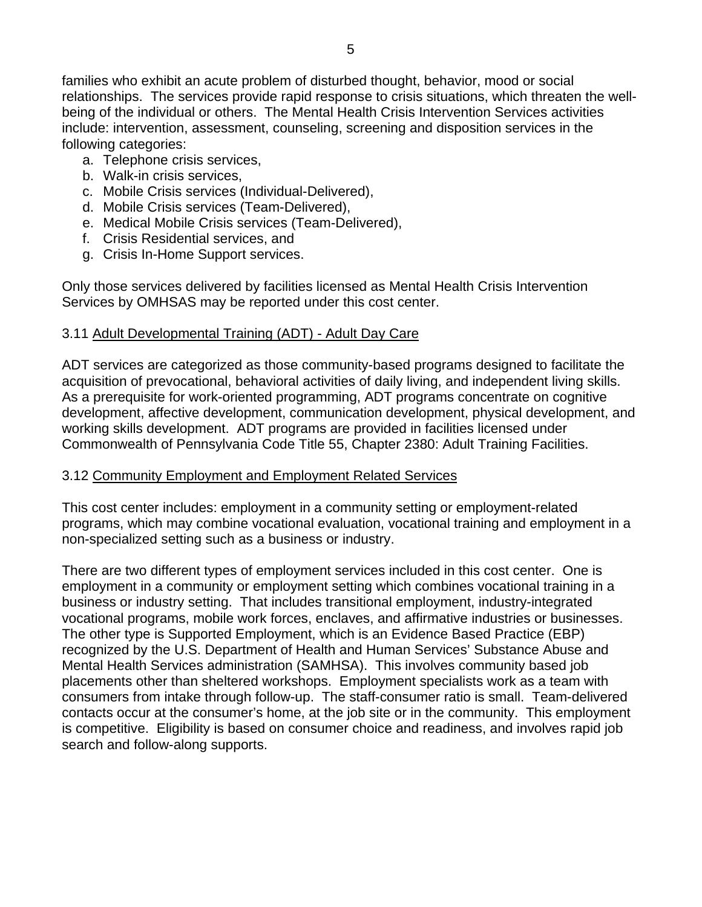families who exhibit an acute problem of disturbed thought, behavior, mood or social relationships. The services provide rapid response to crisis situations, which threaten the well-being of the individual or others. The Mental Health Crisis Intervention Services activities include: intervention, assessment, counseling, screening and disposition services in the following categories:

a. Telephone crisis services,
b. Walk-in crisis services,
c. Mobile Crisis services (Individual-Delivered),
d. Mobile Crisis services (Team-Delivered),
e. Medical Mobile Crisis services (Team-Delivered),
f. Crisis Residential services, and
g. Crisis In-Home Support services.

Only those services delivered by facilities licensed as Mental Health Crisis Intervention Services by OMHSAS may be reported under this cost center.

### 3.11 Adult Developmental Training (ADT) - Adult Day Care

ADT services are categorized as those community-based programs designed to facilitate the acquisition of prevocational, behavioral activities of daily living, and independent living skills. As a prerequisite for work-oriented programming, ADT programs concentrate on cognitive development, affective development, communication development, physical development, and working skills development. ADT programs are provided in facilities licensed under Commonwealth of Pennsylvania Code Title 55, Chapter 2380: Adult Training Facilities.

### 3.12 Community Employment and Employment Related Services

This cost center includes: employment in a community setting or employment-related programs, which may combine vocational evaluation, vocational training and employment in a non-specialized setting such as a business or industry.

There are two different types of employment services included in this cost center. One is employment in a community or employment setting which combines vocational training in a business or industry setting. That includes transitional employment, industry-integrated vocational programs, mobile work forces, enclaves, and affirmative industries or businesses. The other type is Supported Employment, which is an Evidence Based Practice (EBP) recognized by the U.S. Department of Health and Human Services' Substance Abuse and Mental Health Services administration (SAMHSA). This involves community based job placements other than sheltered workshops. Employment specialists work as a team with consumers from intake through follow-up. The staff-consumer ratio is small. Team-delivered contacts occur at the consumer's home, at the job site or in the community. This employment is competitive. Eligibility is based on consumer choice and readiness, and involves rapid job search and follow-along supports.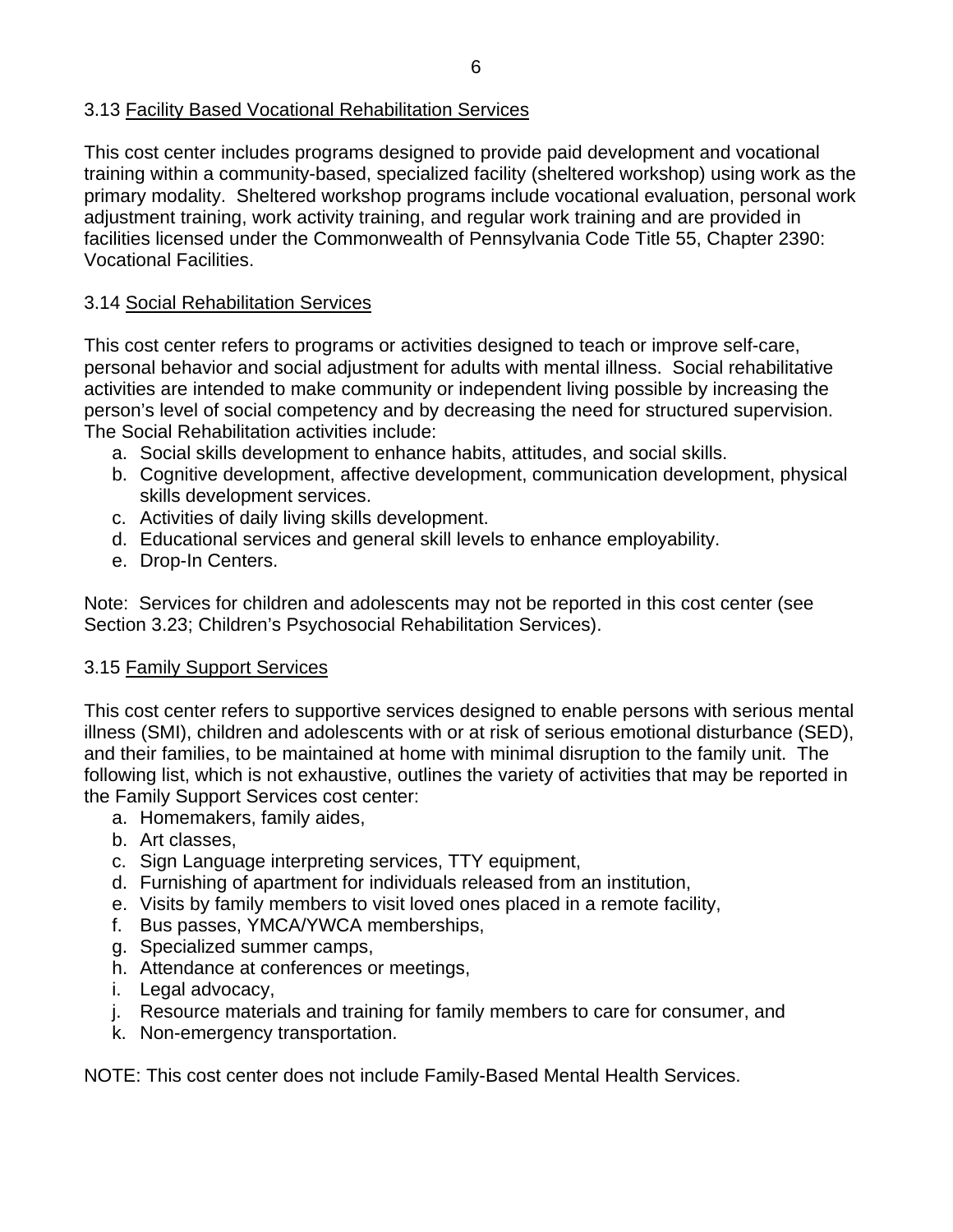### 3.13 Facility Based Vocational Rehabilitation Services

This cost center includes programs designed to provide paid development and vocational training within a community-based, specialized facility (sheltered workshop) using work as the primary modality. Sheltered workshop programs include vocational evaluation, personal work adjustment training, work activity training, and regular work training and are provided in facilities licensed under the Commonwealth of Pennsylvania Code Title 55, Chapter 2390: Vocational Facilities.

### 3.14 Social Rehabilitation Services

This cost center refers to programs or activities designed to teach or improve self-care, personal behavior and social adjustment for adults with mental illness. Social rehabilitative activities are intended to make community or independent living possible by increasing the person's level of social competency and by decreasing the need for structured supervision. The Social Rehabilitation activities include:

a. Social skills development to enhance habits, attitudes, and social skills.
b. Cognitive development, affective development, communication development, physical skills development services.
c. Activities of daily living skills development.
d. Educational services and general skill levels to enhance employability.
e. Drop-In Centers.

Note: Services for children and adolescents may not be reported in this cost center (see Section 3.23; Children's Psychosocial Rehabilitation Services).

### 3.15 Family Support Services

This cost center refers to supportive services designed to enable persons with serious mental illness (SMI), children and adolescents with or at risk of serious emotional disturbance (SED), and their families, to be maintained at home with minimal disruption to the family unit. The following list, which is not exhaustive, outlines the variety of activities that may be reported in the Family Support Services cost center:

a. Homemakers, family aides,
b. Art classes,
c. Sign Language interpreting services, TTY equipment,
d. Furnishing of apartment for individuals released from an institution,
e. Visits by family members to visit loved ones placed in a remote facility,
f. Bus passes, YMCA/YWCA memberships,
g. Specialized summer camps,
h. Attendance at conferences or meetings,
i. Legal advocacy,
j. Resource materials and training for family members to care for consumer, and
k. Non-emergency transportation.

NOTE: This cost center does not include Family-Based Mental Health Services.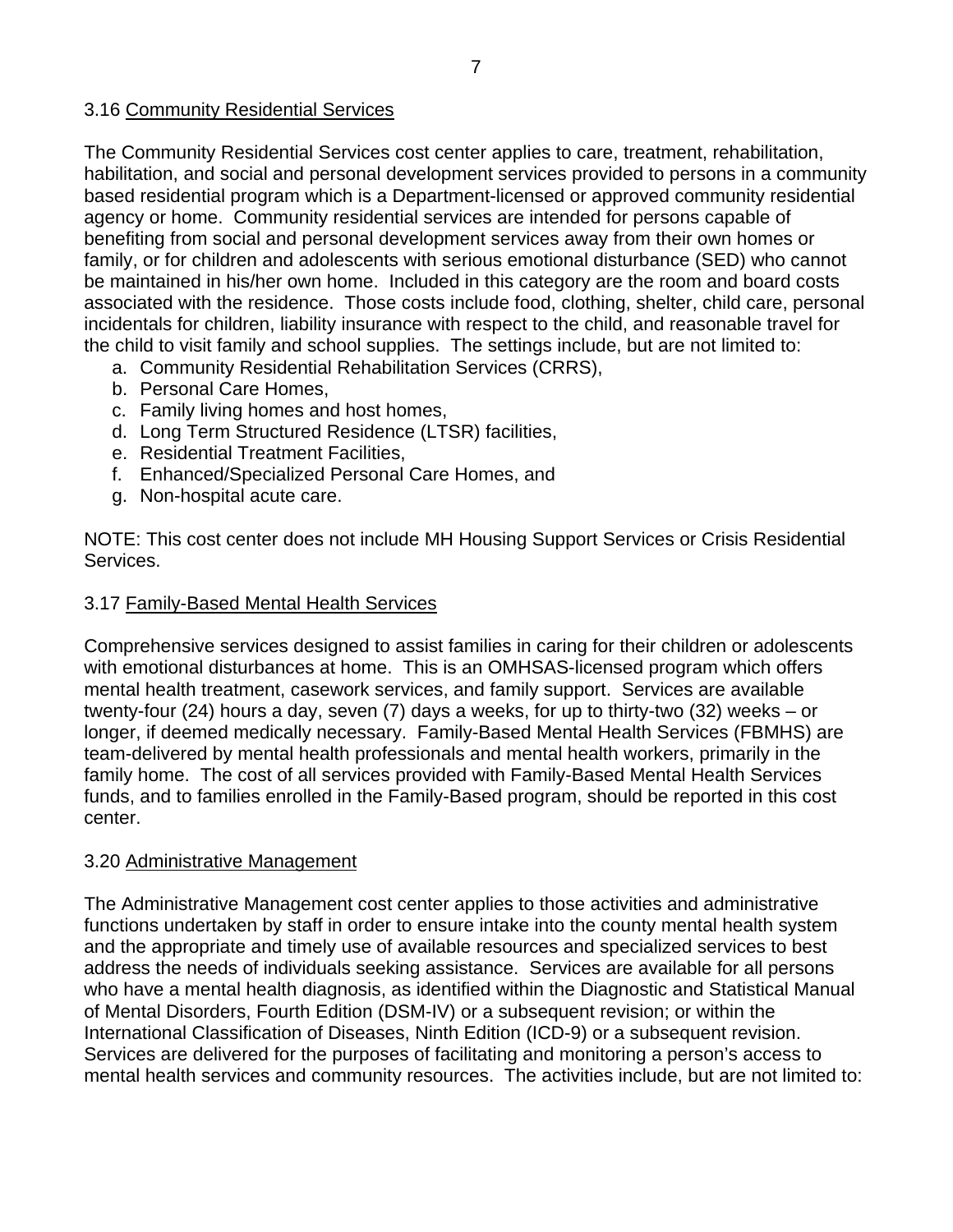### 3.16 <u>Community Residential Services</u>

The Community Residential Services cost center applies to care, treatment, rehabilitation, habilitation, and social and personal development services provided to persons in a community based residential program which is a Department-licensed or approved community residential agency or home. Community residential services are intended for persons capable of benefiting from social and personal development services away from their own homes or family, or for children and adolescents with serious emotional disturbance (SED) who cannot be maintained in his/her own home. Included in this category are the room and board costs associated with the residence. Those costs include food, clothing, shelter, child care, personal incidentals for children, liability insurance with respect to the child, and reasonable travel for the child to visit family and school supplies. The settings include, but are not limited to:

a. Community Residential Rehabilitation Services (CRRS),
b. Personal Care Homes,
c. Family living homes and host homes,
d. Long Term Structured Residence (LTSR) facilities,
e. Residential Treatment Facilities,
f. Enhanced/Specialized Personal Care Homes, and
g. Non-hospital acute care.

NOTE: This cost center does not include MH Housing Support Services or Crisis Residential Services.

### 3.17 <u>Family-Based Mental Health Services</u>

Comprehensive services designed to assist families in caring for their children or adolescents with emotional disturbances at home. This is an OMHSAS-licensed program which offers mental health treatment, casework services, and family support. Services are available twenty-four (24) hours a day, seven (7) days a weeks, for up to thirty-two (32) weeks – or longer, if deemed medically necessary. Family-Based Mental Health Services (FBMHS) are team-delivered by mental health professionals and mental health workers, primarily in the family home. The cost of all services provided with Family-Based Mental Health Services funds, and to families enrolled in the Family-Based program, should be reported in this cost center.

### 3.20 <u>Administrative Management</u>

The Administrative Management cost center applies to those activities and administrative functions undertaken by staff in order to ensure intake into the county mental health system and the appropriate and timely use of available resources and specialized services to best address the needs of individuals seeking assistance. Services are available for all persons who have a mental health diagnosis, as identified within the Diagnostic and Statistical Manual of Mental Disorders, Fourth Edition (DSM-IV) or a subsequent revision; or within the International Classification of Diseases, Ninth Edition (ICD-9) or a subsequent revision. Services are delivered for the purposes of facilitating and monitoring a person's access to mental health services and community resources. The activities include, but are not limited to: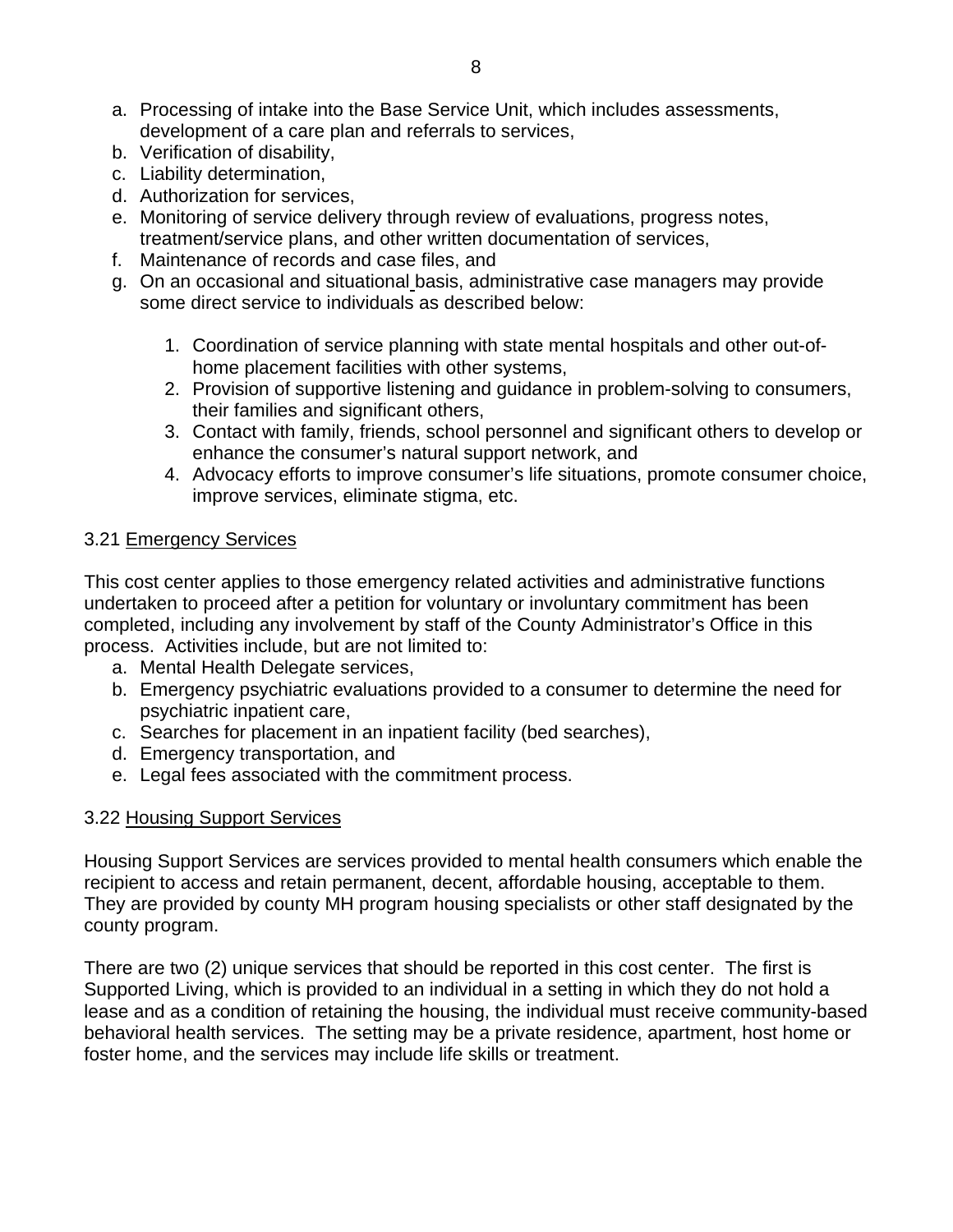a. Processing of intake into the Base Service Unit, which includes assessments, development of a care plan and referrals to services,
b. Verification of disability,
c. Liability determination,
d. Authorization for services,
e. Monitoring of service delivery through review of evaluations, progress notes, treatment/service plans, and other written documentation of services,
f. Maintenance of records and case files, and
g. On an occasional and situational basis, administrative case managers may provide some direct service to individuals as described below:

    1. Coordination of service planning with state mental hospitals and other out-of-home placement facilities with other systems,
    2. Provision of supportive listening and guidance in problem-solving to consumers, their families and significant others,
    3. Contact with family, friends, school personnel and significant others to develop or enhance the consumer's natural support network, and
    4. Advocacy efforts to improve consumer's life situations, promote consumer choice, improve services, eliminate stigma, etc.

### 3.21 Emergency Services

This cost center applies to those emergency related activities and administrative functions undertaken to proceed after a petition for voluntary or involuntary commitment has been completed, including any involvement by staff of the County Administrator's Office in this process. Activities include, but are not limited to:

a. Mental Health Delegate services,
b. Emergency psychiatric evaluations provided to a consumer to determine the need for psychiatric inpatient care,
c. Searches for placement in an inpatient facility (bed searches),
d. Emergency transportation, and
e. Legal fees associated with the commitment process.

### 3.22 Housing Support Services

Housing Support Services are services provided to mental health consumers which enable the recipient to access and retain permanent, decent, affordable housing, acceptable to them. They are provided by county MH program housing specialists or other staff designated by the county program.

There are two (2) unique services that should be reported in this cost center. The first is Supported Living, which is provided to an individual in a setting in which they do not hold a lease and as a condition of retaining the housing, the individual must receive community-based behavioral health services. The setting may be a private residence, apartment, host home or foster home, and the services may include life skills or treatment.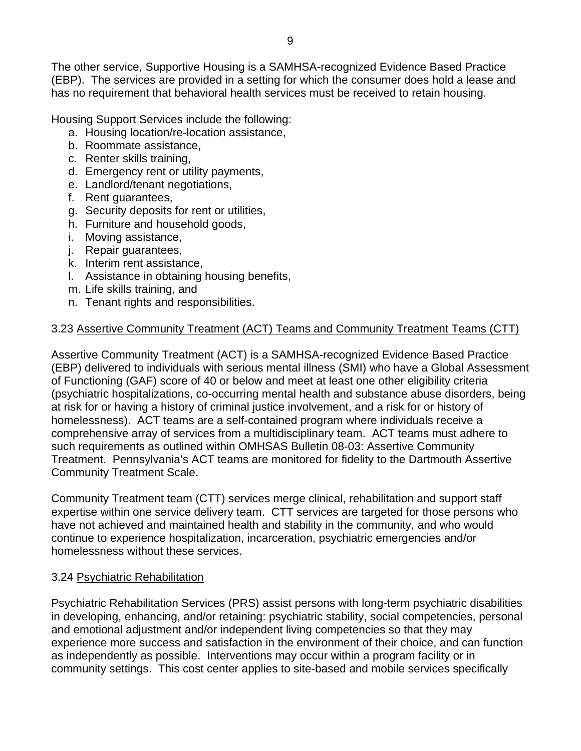The other service, Supportive Housing is a SAMHSA-recognized Evidence Based Practice (EBP). The services are provided in a setting for which the consumer does hold a lease and has no requirement that behavioral health services must be received to retain housing.

Housing Support Services include the following:

a. Housing location/re-location assistance,
b. Roommate assistance,
c. Renter skills training,
d. Emergency rent or utility payments,
e. Landlord/tenant negotiations,
f. Rent guarantees,
g. Security deposits for rent or utilities,
h. Furniture and household goods,
i. Moving assistance,
j. Repair guarantees,
k. Interim rent assistance,
l. Assistance in obtaining housing benefits,
m. Life skills training, and
n. Tenant rights and responsibilities.

### 3.23 Assertive Community Treatment (ACT) Teams and Community Treatment Teams (CTT)

Assertive Community Treatment (ACT) is a SAMHSA-recognized Evidence Based Practice (EBP) delivered to individuals with serious mental illness (SMI) who have a Global Assessment of Functioning (GAF) score of 40 or below and meet at least one other eligibility criteria (psychiatric hospitalizations, co-occurring mental health and substance abuse disorders, being at risk for or having a history of criminal justice involvement, and a risk for or history of homelessness). ACT teams are a self-contained program where individuals receive a comprehensive array of services from a multidisciplinary team. ACT teams must adhere to such requirements as outlined within OMHSAS Bulletin 08-03: Assertive Community Treatment. Pennsylvania's ACT teams are monitored for fidelity to the Dartmouth Assertive Community Treatment Scale.

Community Treatment team (CTT) services merge clinical, rehabilitation and support staff expertise within one service delivery team. CTT services are targeted for those persons who have not achieved and maintained health and stability in the community, and who would continue to experience hospitalization, incarceration, psychiatric emergencies and/or homelessness without these services.

### 3.24 Psychiatric Rehabilitation

Psychiatric Rehabilitation Services (PRS) assist persons with long-term psychiatric disabilities in developing, enhancing, and/or retaining: psychiatric stability, social competencies, personal and emotional adjustment and/or independent living competencies so that they may experience more success and satisfaction in the environment of their choice, and can function as independently as possible. Interventions may occur within a program facility or in community settings. This cost center applies to site-based and mobile services specifically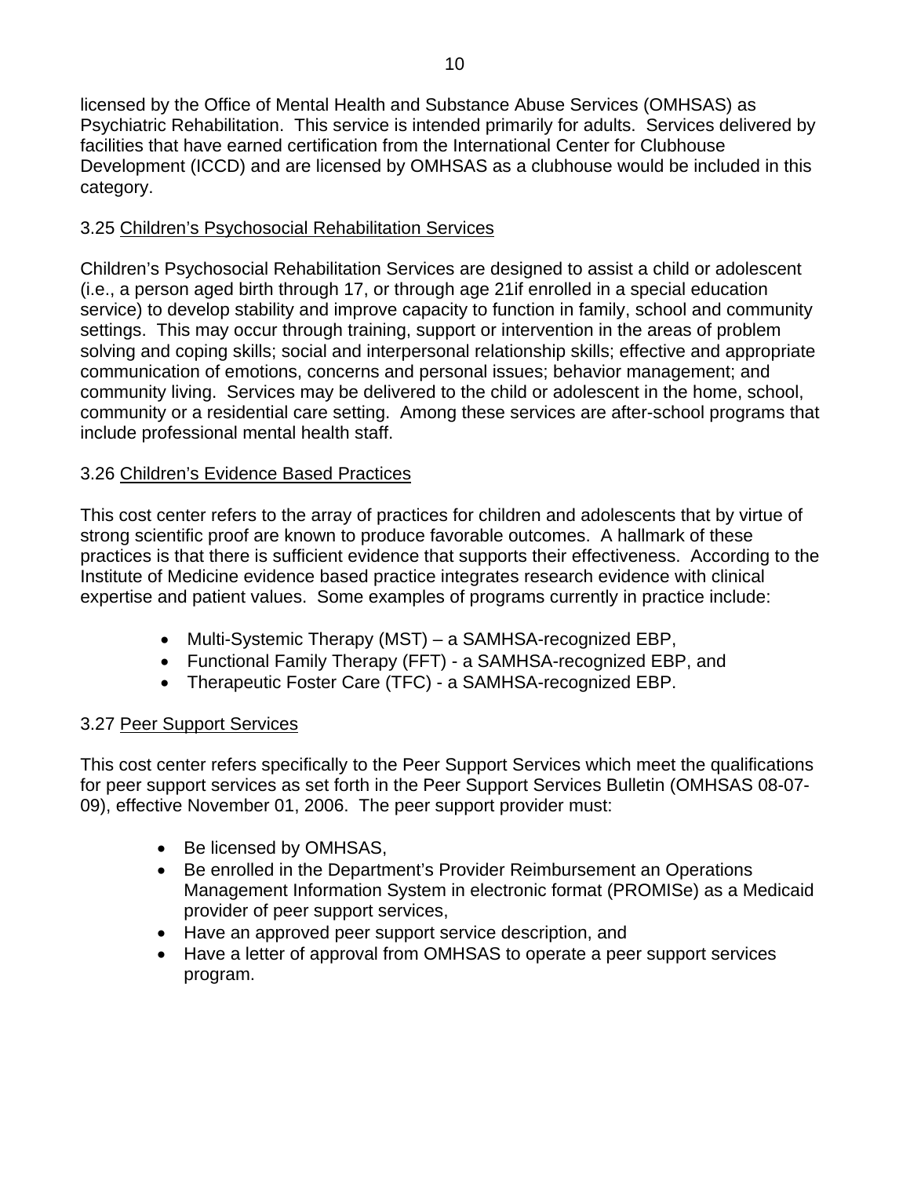licensed by the Office of Mental Health and Substance Abuse Services (OMHSAS) as Psychiatric Rehabilitation. This service is intended primarily for adults. Services delivered by facilities that have earned certification from the International Center for Clubhouse Development (ICCD) and are licensed by OMHSAS as a clubhouse would be included in this category.

### 3.25 Children's Psychosocial Rehabilitation Services

Children's Psychosocial Rehabilitation Services are designed to assist a child or adolescent (i.e., a person aged birth through 17, or through age 21if enrolled in a special education service) to develop stability and improve capacity to function in family, school and community settings. This may occur through training, support or intervention in the areas of problem solving and coping skills; social and interpersonal relationship skills; effective and appropriate communication of emotions, concerns and personal issues; behavior management; and community living. Services may be delivered to the child or adolescent in the home, school, community or a residential care setting. Among these services are after-school programs that include professional mental health staff.

### 3.26 Children's Evidence Based Practices

This cost center refers to the array of practices for children and adolescents that by virtue of strong scientific proof are known to produce favorable outcomes. A hallmark of these practices is that there is sufficient evidence that supports their effectiveness. According to the Institute of Medicine evidence based practice integrates research evidence with clinical expertise and patient values. Some examples of programs currently in practice include:

- Multi-Systemic Therapy (MST) – a SAMHSA-recognized EBP,
- Functional Family Therapy (FFT) - a SAMHSA-recognized EBP, and
- Therapeutic Foster Care (TFC) - a SAMHSA-recognized EBP.

### 3.27 Peer Support Services

This cost center refers specifically to the Peer Support Services which meet the qualifications for peer support services as set forth in the Peer Support Services Bulletin (OMHSAS 08-07-09), effective November 01, 2006. The peer support provider must:

- Be licensed by OMHSAS,
- Be enrolled in the Department's Provider Reimbursement an Operations Management Information System in electronic format (PROMISe) as a Medicaid provider of peer support services,
- Have an approved peer support service description, and
- Have a letter of approval from OMHSAS to operate a peer support services program.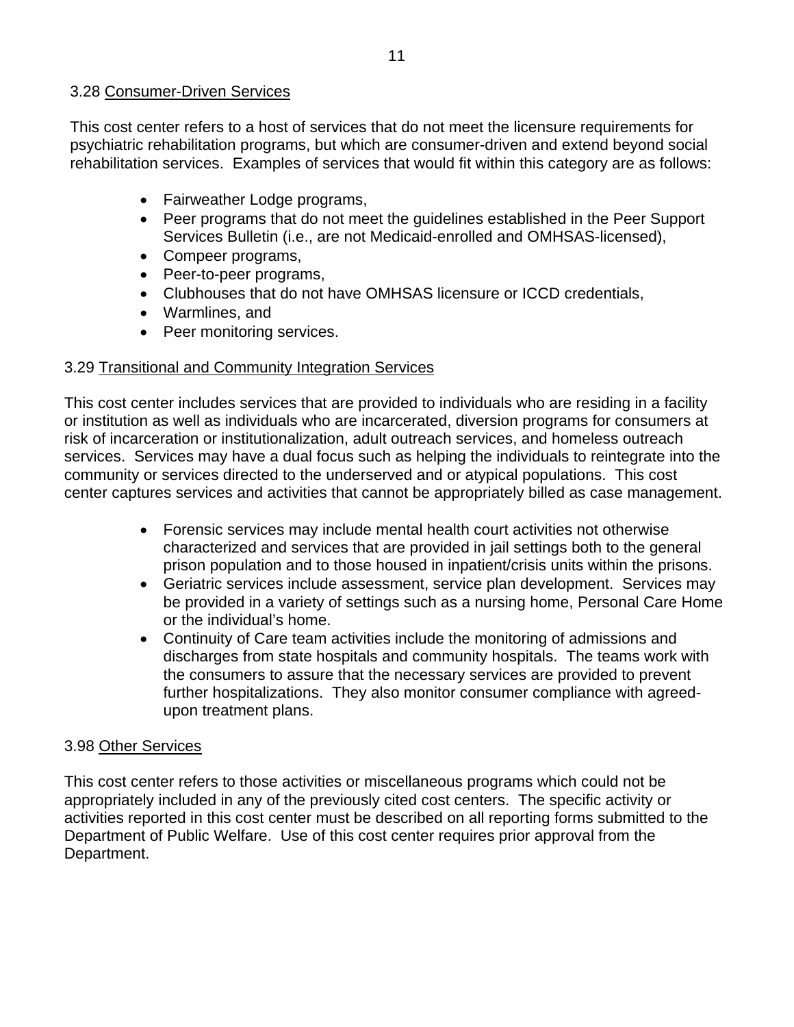3.28 <u>Consumer-Driven Services</u>

This cost center refers to a host of services that do not meet the licensure requirements for psychiatric rehabilitation programs, but which are consumer-driven and extend beyond social rehabilitation services. Examples of services that would fit within this category are as follows:

- Fairweather Lodge programs,
- Peer programs that do not meet the guidelines established in the Peer Support Services Bulletin (i.e., are not Medicaid-enrolled and OMHSAS-licensed),
- Compeer programs,
- Peer-to-peer programs,
- Clubhouses that do not have OMHSAS licensure or ICCD credentials,
- Warmlines, and
- Peer monitoring services.

3.29 <u>Transitional and Community Integration Services</u>

This cost center includes services that are provided to individuals who are residing in a facility or institution as well as individuals who are incarcerated, diversion programs for consumers at risk of incarceration or institutionalization, adult outreach services, and homeless outreach services. Services may have a dual focus such as helping the individuals to reintegrate into the community or services directed to the underserved and or atypical populations. This cost center captures services and activities that cannot be appropriately billed as case management.

- Forensic services may include mental health court activities not otherwise characterized and services that are provided in jail settings both to the general prison population and to those housed in inpatient/crisis units within the prisons.
- Geriatric services include assessment, service plan development. Services may be provided in a variety of settings such as a nursing home, Personal Care Home or the individual's home.
- Continuity of Care team activities include the monitoring of admissions and discharges from state hospitals and community hospitals. The teams work with the consumers to assure that the necessary services are provided to prevent further hospitalizations. They also monitor consumer compliance with agreed-upon treatment plans.

3.98 <u>Other Services</u>

This cost center refers to those activities or miscellaneous programs which could not be appropriately included in any of the previously cited cost centers. The specific activity or activities reported in this cost center must be described on all reporting forms submitted to the Department of Public Welfare. Use of this cost center requires prior approval from the Department.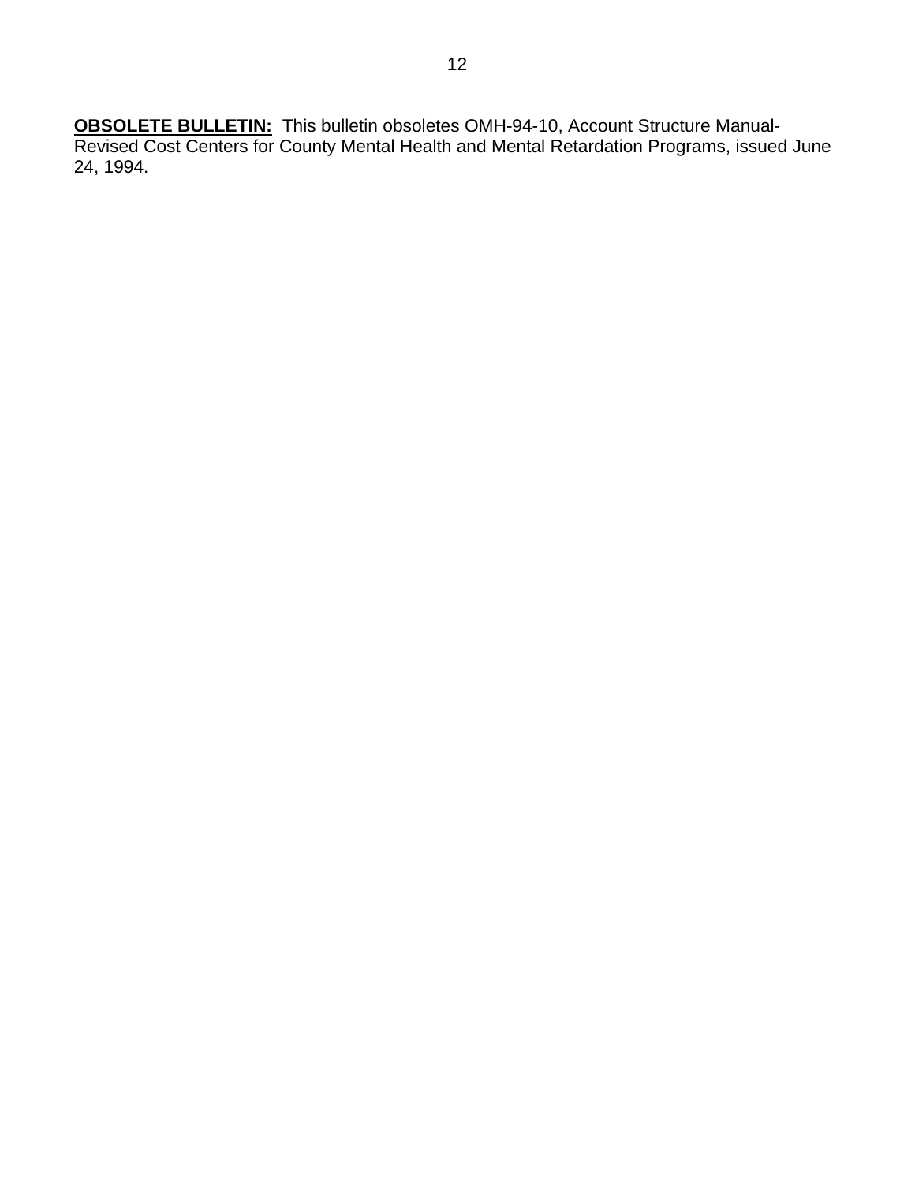**OBSOLETE BULLETIN:** This bulletin obsoletes OMH-94-10, Account Structure Manual-Revised Cost Centers for County Mental Health and Mental Retardation Programs, issued June 24, 1994.